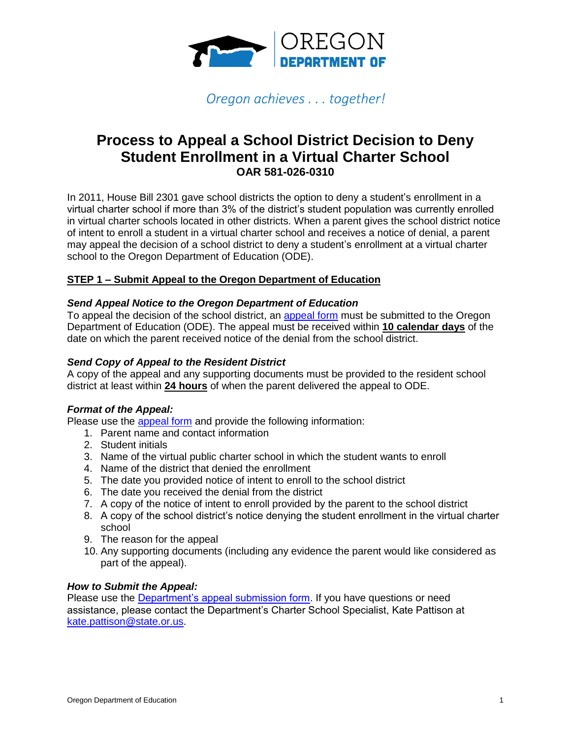OREGON DEPARTMENT OF

*Oregon achieves . . . together!*

# Process to Appeal a School District Decision to Deny Student Enrollment in a Virtual Charter School

**OAR 581-026-0310**

In 2011, House Bill 2301 gave school districts the option to deny a student's enrollment in a virtual charter school if more than 3% of the district's student population was currently enrolled in virtual charter schools located in other districts. When a parent gives the school district notice of intent to enroll a student in a virtual charter school and receives a notice of denial, a parent may appeal the decision of a school district to deny a student's enrollment at a virtual charter school to the Oregon Department of Education (ODE).

## STEP 1 – Submit Appeal to the Oregon Department of Education

### *Send Appeal Notice to the Oregon Department of Education*

To appeal the decision of the school district, an appeal form must be submitted to the Oregon Department of Education (ODE). The appeal must be received within **10 calendar days** of the date on which the parent received notice of the denial from the school district.

### *Send Copy of Appeal to the Resident District*

A copy of the appeal and any supporting documents must be provided to the resident school district at least within **24 hours** of when the parent delivered the appeal to ODE.

### *Format of the Appeal:*

Please use the appeal form and provide the following information:

1. Parent name and contact information
2. Student initials
3. Name of the virtual public charter school in which the student wants to enroll
4. Name of the district that denied the enrollment
5. The date you provided notice of intent to enroll to the school district
6. The date you received the denial from the district
7. A copy of the notice of intent to enroll provided by the parent to the school district
8. A copy of the school district's notice denying the student enrollment in the virtual charter school
9. The reason for the appeal
10. Any supporting documents (including any evidence the parent would like considered as part of the appeal).

### *How to Submit the Appeal:*

Please use the Department's appeal submission form. If you have questions or need assistance, please contact the Department's Charter School Specialist, Kate Pattison at kate.pattison@state.or.us.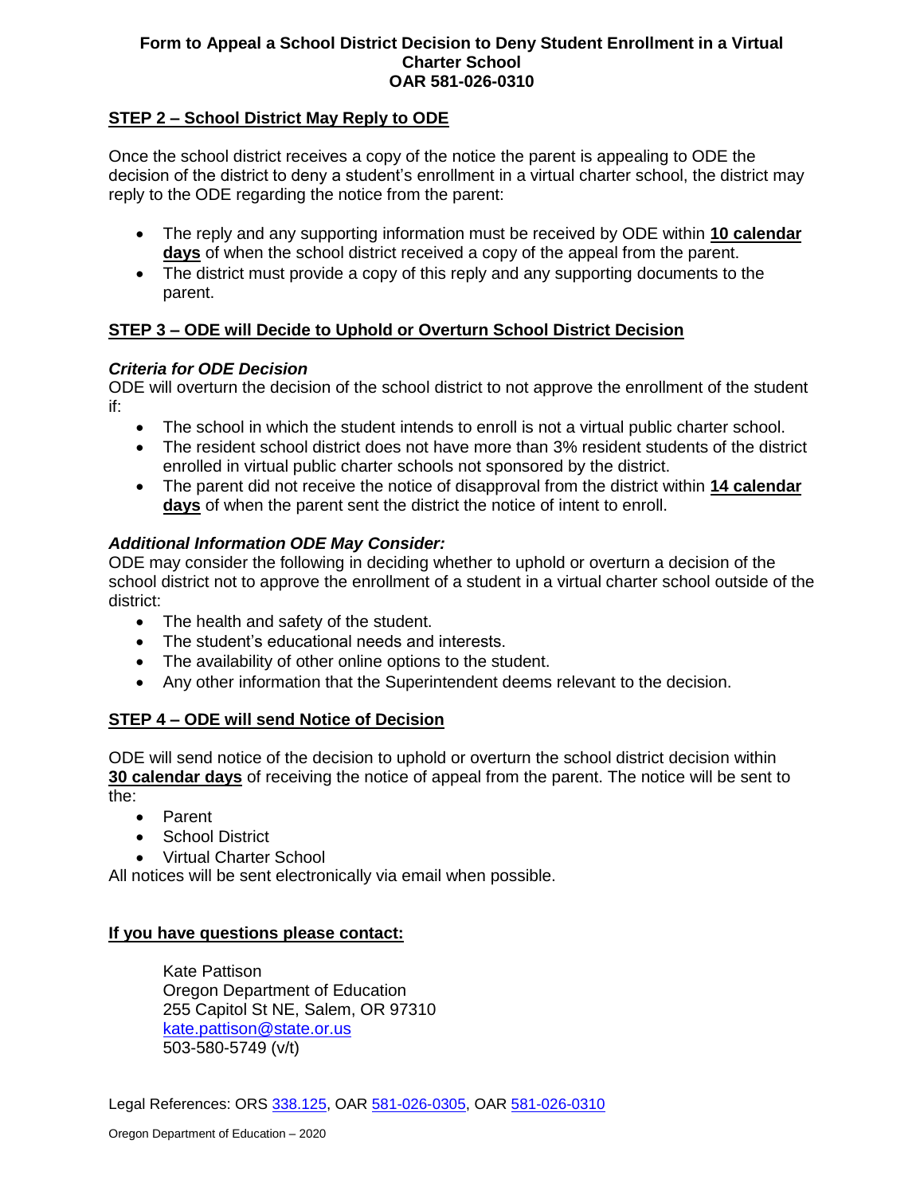**Form to Appeal a School District Decision to Deny Student Enrollment in a Virtual Charter School**
**OAR 581-026-0310**

## STEP 2 – School District May Reply to ODE

Once the school district receives a copy of the notice the parent is appealing to ODE the decision of the district to deny a student's enrollment in a virtual charter school, the district may reply to the ODE regarding the notice from the parent:

- The reply and any supporting information must be received by ODE within **10 calendar days** of when the school district received a copy of the appeal from the parent.
- The district must provide a copy of this reply and any supporting documents to the parent.

## STEP 3 – ODE will Decide to Uphold or Overturn School District Decision

***Criteria for ODE Decision***

ODE will overturn the decision of the school district to not approve the enrollment of the student if:

- The school in which the student intends to enroll is not a virtual public charter school.
- The resident school district does not have more than 3% resident students of the district enrolled in virtual public charter schools not sponsored by the district.
- The parent did not receive the notice of disapproval from the district within **14 calendar days** of when the parent sent the district the notice of intent to enroll.

***Additional Information ODE May Consider:***

ODE may consider the following in deciding whether to uphold or overturn a decision of the school district not to approve the enrollment of a student in a virtual charter school outside of the district:

- The health and safety of the student.
- The student's educational needs and interests.
- The availability of other online options to the student.
- Any other information that the Superintendent deems relevant to the decision.

## STEP 4 – ODE will send Notice of Decision

ODE will send notice of the decision to uphold or overturn the school district decision within **30 calendar days** of receiving the notice of appeal from the parent. The notice will be sent to the:

- Parent
- School District
- Virtual Charter School

All notices will be sent electronically via email when possible.

**If you have questions please contact:**

Kate Pattison
Oregon Department of Education
255 Capitol St NE, Salem, OR 97310
kate.pattison@state.or.us
503-580-5749 (v/t)

Legal References: ORS 338.125, OAR 581-026-0305, OAR 581-026-0310

Oregon Department of Education – 2020